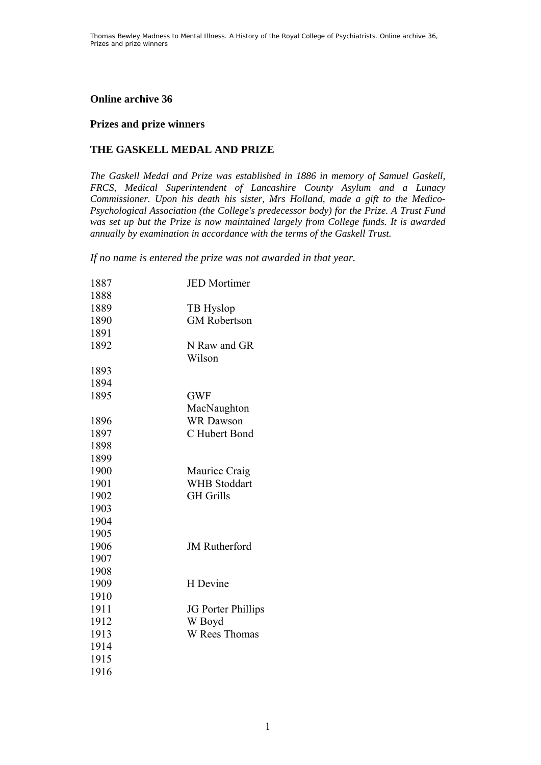## Online archive 36

## Prizes and prize winners

## THE GASKELL MEDAL AND PRIZE

*The Gaskell Medal and Prize was established in 1886 in memory of Samuel Gaskell, FRCS, Medical Superintendent of Lancashire County Asylum and a Lunacy Commissioner. Upon his death his sister, Mrs Holland, made a gift to the Medico-Psychological Association (the College's predecessor body) for the Prize. A Trust Fund was set up but the Prize is now maintained largely from College funds. It is awarded annually by examination in accordance with the terms of the Gaskell Trust.*

*If no name is entered the prize was not awarded in that year.*

| | |
|---|---|
| 1887 | JED Mortimer |
| 1888 | |
| 1889 | TB Hyslop |
| 1890 | GM Robertson |
| 1891 | |
| 1892 | N Raw and GR Wilson |
| 1893 | |
| 1894 | |
| 1895 | GWF MacNaughton |
| 1896 | WR Dawson |
| 1897 | C Hubert Bond |
| 1898 | |
| 1899 | |
| 1900 | Maurice Craig |
| 1901 | WHB Stoddart |
| 1902 | GH Grills |
| 1903 | |
| 1904 | |
| 1905 | |
| 1906 | JM Rutherford |
| 1907 | |
| 1908 | |
| 1909 | H Devine |
| 1910 | |
| 1911 | JG Porter Phillips |
| 1912 | W Boyd |
| 1913 | W Rees Thomas |
| 1914 | |
| 1915 | |
| 1916 | |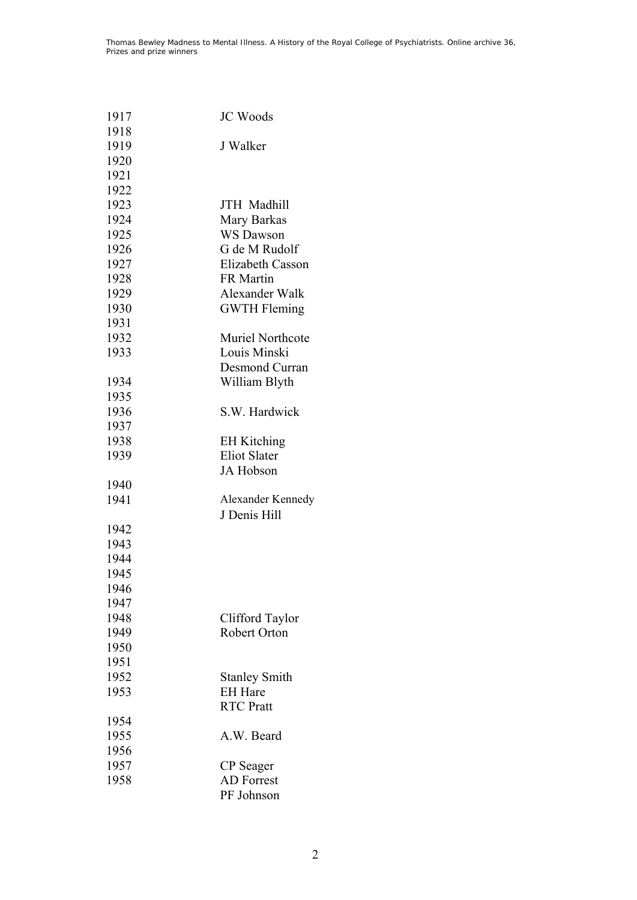| | |
|---|---|
| 1917 | JC Woods |
| 1918 | |
| 1919 | J Walker |
| 1920 | |
| 1921 | |
| 1922 | |
| 1923 | JTH Madhill |
| 1924 | Mary Barkas |
| 1925 | WS Dawson |
| 1926 | G de M Rudolf |
| 1927 | Elizabeth Casson |
| 1928 | FR Martin |
| 1929 | Alexander Walk |
| 1930 | GWTH Fleming |
| 1931 | |
| 1932 | Muriel Northcote |
| 1933 | Louis Minski |
| | Desmond Curran |
| 1934 | William Blyth |
| 1935 | |
| 1936 | S.W. Hardwick |
| 1937 | |
| 1938 | EH Kitching |
| 1939 | Eliot Slater |
| | JA Hobson |
| 1940 | |
| 1941 | Alexander Kennedy |
| | J Denis Hill |
| 1942 | |
| 1943 | |
| 1944 | |
| 1945 | |
| 1946 | |
| 1947 | |
| 1948 | Clifford Taylor |
| 1949 | Robert Orton |
| 1950 | |
| 1951 | |
| 1952 | Stanley Smith |
| 1953 | EH Hare |
| | RTC Pratt |
| 1954 | |
| 1955 | A.W. Beard |
| 1956 | |
| 1957 | CP Seager |
| 1958 | AD Forrest |
| | PF Johnson |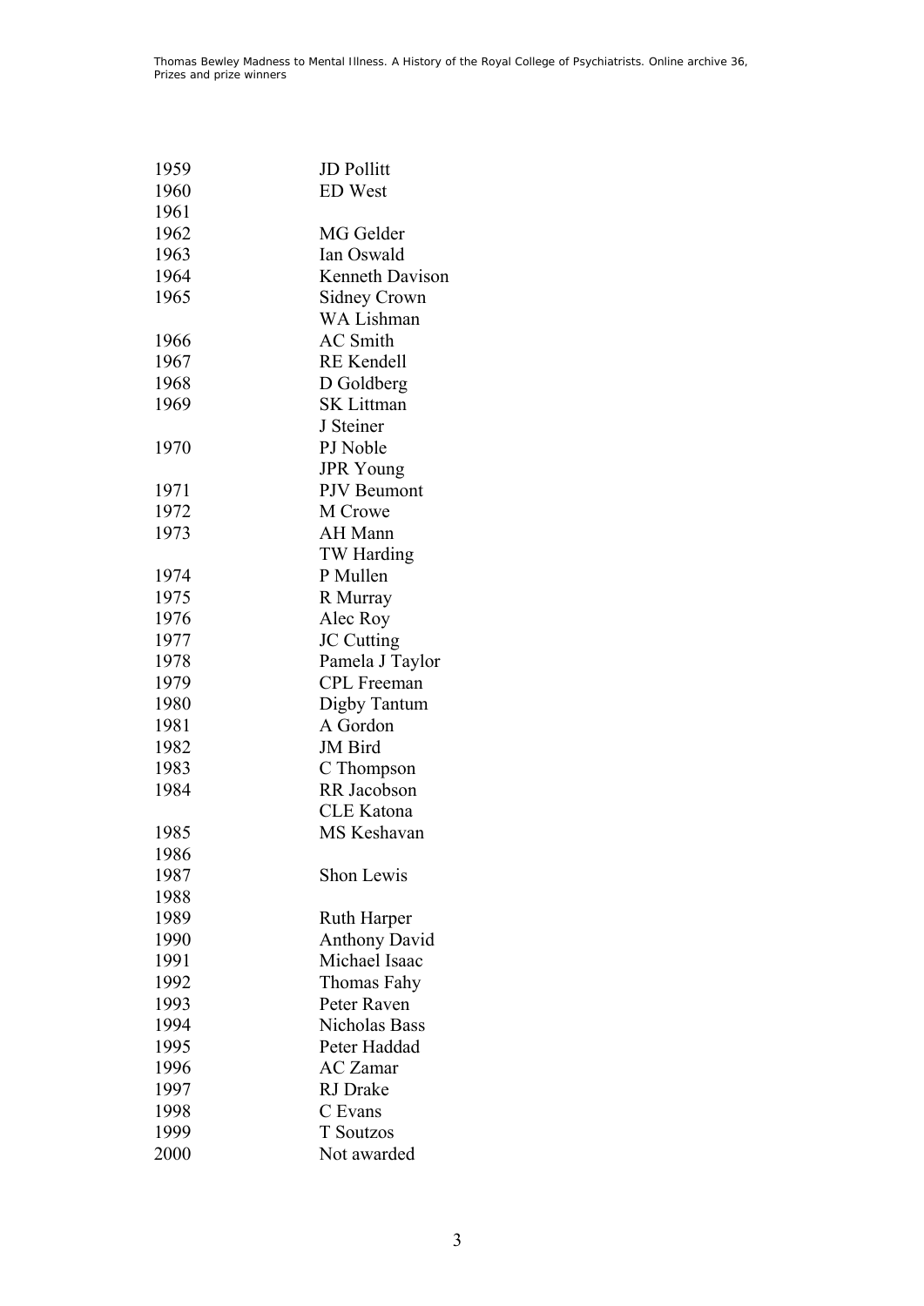| | |
|---|---|
| 1959 | JD Pollitt |
| 1960 | ED West |
| 1961 | |
| 1962 | MG Gelder |
| 1963 | Ian Oswald |
| 1964 | Kenneth Davison |
| 1965 | Sidney Crown |
| | WA Lishman |
| 1966 | AC Smith |
| 1967 | RE Kendell |
| 1968 | D Goldberg |
| 1969 | SK Littman |
| | J Steiner |
| 1970 | PJ Noble |
| | JPR Young |
| 1971 | PJV Beumont |
| 1972 | M Crowe |
| 1973 | AH Mann |
| | TW Harding |
| 1974 | P Mullen |
| 1975 | R Murray |
| 1976 | Alec Roy |
| 1977 | JC Cutting |
| 1978 | Pamela J Taylor |
| 1979 | CPL Freeman |
| 1980 | Digby Tantum |
| 1981 | A Gordon |
| 1982 | JM Bird |
| 1983 | C Thompson |
| 1984 | RR Jacobson |
| | CLE Katona |
| 1985 | MS Keshavan |
| 1986 | |
| 1987 | Shon Lewis |
| 1988 | |
| 1989 | Ruth Harper |
| 1990 | Anthony David |
| 1991 | Michael Isaac |
| 1992 | Thomas Fahy |
| 1993 | Peter Raven |
| 1994 | Nicholas Bass |
| 1995 | Peter Haddad |
| 1996 | AC Zamar |
| 1997 | RJ Drake |
| 1998 | C Evans |
| 1999 | T Soutzos |
| 2000 | Not awarded |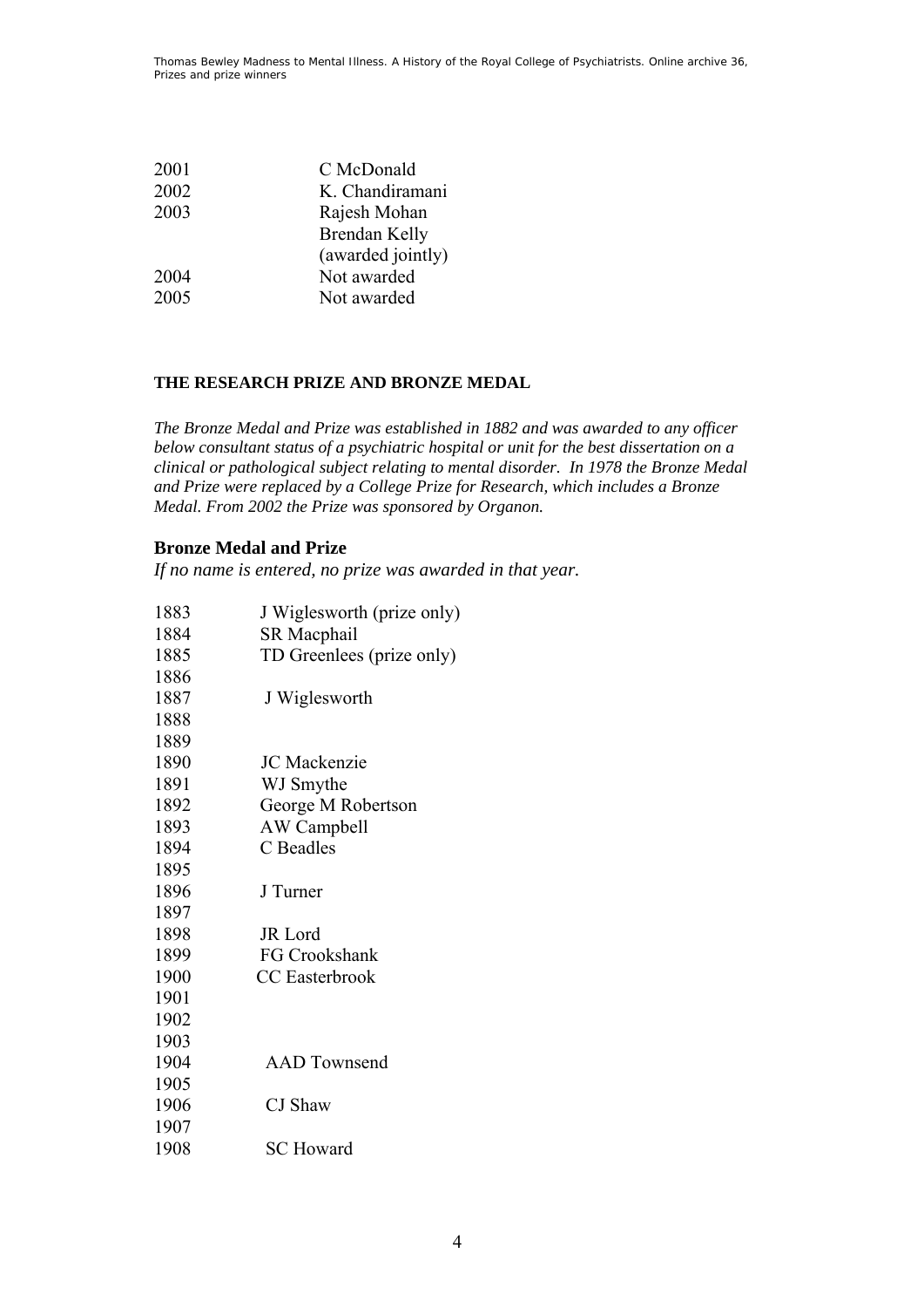| | |
|---|---|
| 2001 | C McDonald |
| 2002 | K. Chandiramani |
| 2003 | Rajesh Mohan<br>Brendan Kelly<br>(awarded jointly) |
| 2004 | Not awarded |
| 2005 | Not awarded |

## THE RESEARCH PRIZE AND BRONZE MEDAL

*The Bronze Medal and Prize was established in 1882 and was awarded to any officer below consultant status of a psychiatric hospital or unit for the best dissertation on a clinical or pathological subject relating to mental disorder. In 1978 the Bronze Medal and Prize were replaced by a College Prize for Research, which includes a Bronze Medal. From 2002 the Prize was sponsored by Organon.*

### Bronze Medal and Prize

*If no name is entered, no prize was awarded in that year.*

| | |
|---|---|
| 1883 | J Wiglesworth (prize only) |
| 1884 | SR Macphail |
| 1885 | TD Greenlees (prize only) |
| 1886 | |
| 1887 | J Wiglesworth |
| 1888 | |
| 1889 | |
| 1890 | JC Mackenzie |
| 1891 | WJ Smythe |
| 1892 | George M Robertson |
| 1893 | AW Campbell |
| 1894 | C Beadles |
| 1895 | |
| 1896 | J Turner |
| 1897 | |
| 1898 | JR Lord |
| 1899 | FG Crookshank |
| 1900 | CC Easterbrook |
| 1901 | |
| 1902 | |
| 1903 | |
| 1904 | AAD Townsend |
| 1905 | |
| 1906 | CJ Shaw |
| 1907 | |
| 1908 | SC Howard |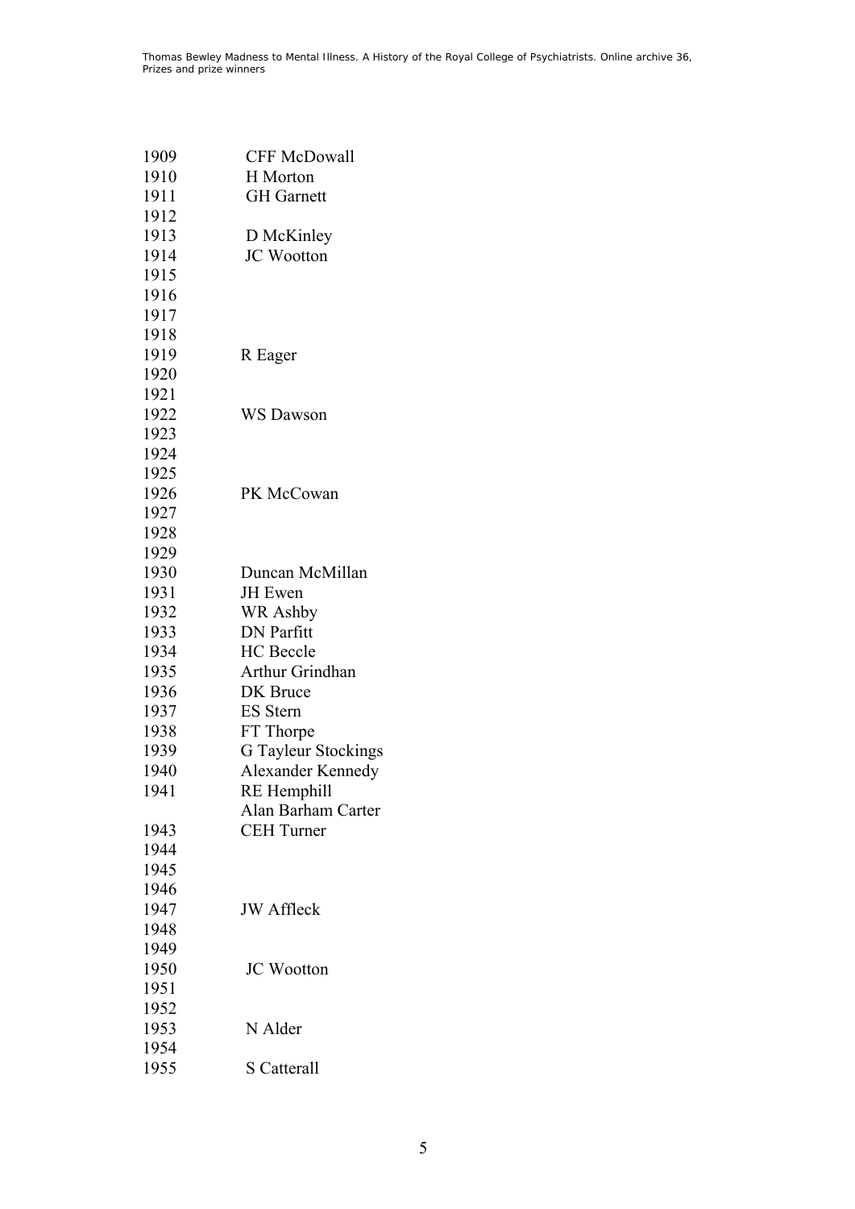| | |
|---|---|
| 1909 | CFF McDowall |
| 1910 | H Morton |
| 1911 | GH Garnett |
| 1912 | |
| 1913 | D McKinley |
| 1914 | JC Wootton |
| 1915 | |
| 1916 | |
| 1917 | |
| 1918 | |
| 1919 | R Eager |
| 1920 | |
| 1921 | |
| 1922 | WS Dawson |
| 1923 | |
| 1924 | |
| 1925 | |
| 1926 | PK McCowan |
| 1927 | |
| 1928 | |
| 1929 | |
| 1930 | Duncan McMillan |
| 1931 | JH Ewen |
| 1932 | WR Ashby |
| 1933 | DN Parfitt |
| 1934 | HC Beccle |
| 1935 | Arthur Grindhan |
| 1936 | DK Bruce |
| 1937 | ES Stern |
| 1938 | FT Thorpe |
| 1939 | G Tayleur Stockings |
| 1940 | Alexander Kennedy |
| 1941 | RE Hemphill |
| | Alan Barham Carter |
| 1943 | CEH Turner |
| 1944 | |
| 1945 | |
| 1946 | |
| 1947 | JW Affleck |
| 1948 | |
| 1949 | |
| 1950 | JC Wootton |
| 1951 | |
| 1952 | |
| 1953 | N Alder |
| 1954 | |
| 1955 | S Catterall |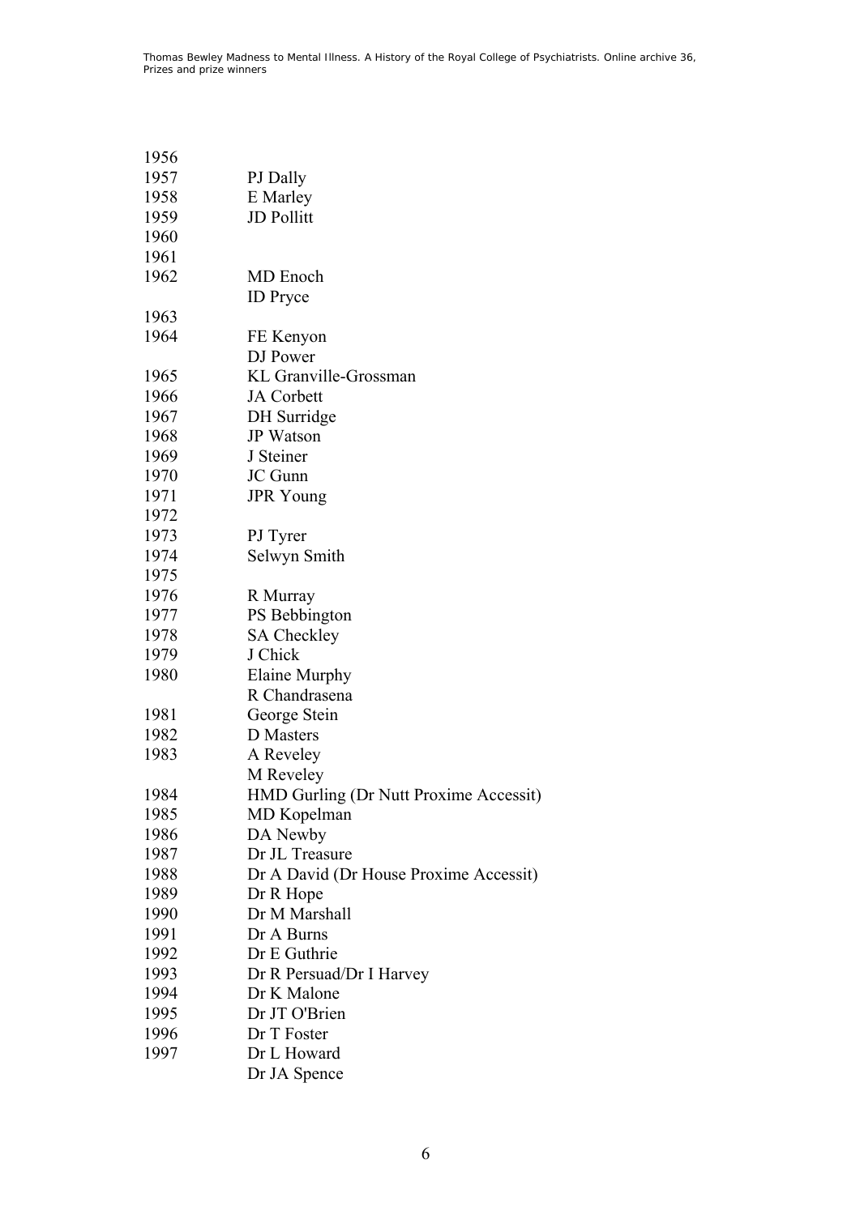| | |
|---|---|
| 1956 | |
| 1957 | PJ Dally |
| 1958 | E Marley |
| 1959 | JD Pollitt |
| 1960 | |
| 1961 | |
| 1962 | MD Enoch |
| | ID Pryce |
| 1963 | |
| 1964 | FE Kenyon |
| | DJ Power |
| 1965 | KL Granville-Grossman |
| 1966 | JA Corbett |
| 1967 | DH Surridge |
| 1968 | JP Watson |
| 1969 | J Steiner |
| 1970 | JC Gunn |
| 1971 | JPR Young |
| 1972 | |
| 1973 | PJ Tyrer |
| 1974 | Selwyn Smith |
| 1975 | |
| 1976 | R Murray |
| 1977 | PS Bebbington |
| 1978 | SA Checkley |
| 1979 | J Chick |
| 1980 | Elaine Murphy |
| | R Chandrasena |
| 1981 | George Stein |
| 1982 | D Masters |
| 1983 | A Reveley |
| | M Reveley |
| 1984 | HMD Gurling (Dr Nutt Proxime Accessit) |
| 1985 | MD Kopelman |
| 1986 | DA Newby |
| 1987 | Dr JL Treasure |
| 1988 | Dr A David (Dr House Proxime Accessit) |
| 1989 | Dr R Hope |
| 1990 | Dr M Marshall |
| 1991 | Dr A Burns |
| 1992 | Dr E Guthrie |
| 1993 | Dr R Persuad/Dr I Harvey |
| 1994 | Dr K Malone |
| 1995 | Dr JT O'Brien |
| 1996 | Dr T Foster |
| 1997 | Dr L Howard |
| | Dr JA Spence |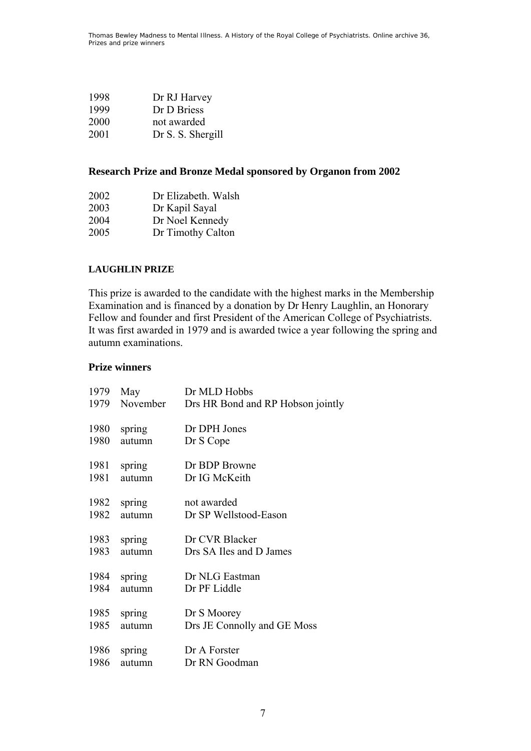| | |
|---|---|
| 1998 | Dr RJ Harvey |
| 1999 | Dr D Briess |
| 2000 | not awarded |
| 2001 | Dr S. S. Shergill |

### Research Prize and Bronze Medal sponsored by Organon from 2002

| | |
|---|---|
| 2002 | Dr Elizabeth. Walsh |
| 2003 | Dr Kapil Sayal |
| 2004 | Dr Noel Kennedy |
| 2005 | Dr Timothy Calton |

## LAUGHLIN PRIZE

This prize is awarded to the candidate with the highest marks in the Membership Examination and is financed by a donation by Dr Henry Laughlin, an Honorary Fellow and founder and first President of the American College of Psychiatrists. It was first awarded in 1979 and is awarded twice a year following the spring and autumn examinations.

### Prize winners

| | | |
|---|---|---|
| 1979 | May | Dr MLD Hobbs |
| 1979 | November | Drs HR Bond and RP Hobson jointly |
| 1980 | spring | Dr DPH Jones |
| 1980 | autumn | Dr S Cope |
| 1981 | spring | Dr BDP Browne |
| 1981 | autumn | Dr IG McKeith |
| 1982 | spring | not awarded |
| 1982 | autumn | Dr SP Wellstood-Eason |
| 1983 | spring | Dr CVR Blacker |
| 1983 | autumn | Drs SA Iles and D James |
| 1984 | spring | Dr NLG Eastman |
| 1984 | autumn | Dr PF Liddle |
| 1985 | spring | Dr S Moorey |
| 1985 | autumn | Drs JE Connolly and GE Moss |
| 1986 | spring | Dr A Forster |
| 1986 | autumn | Dr RN Goodman |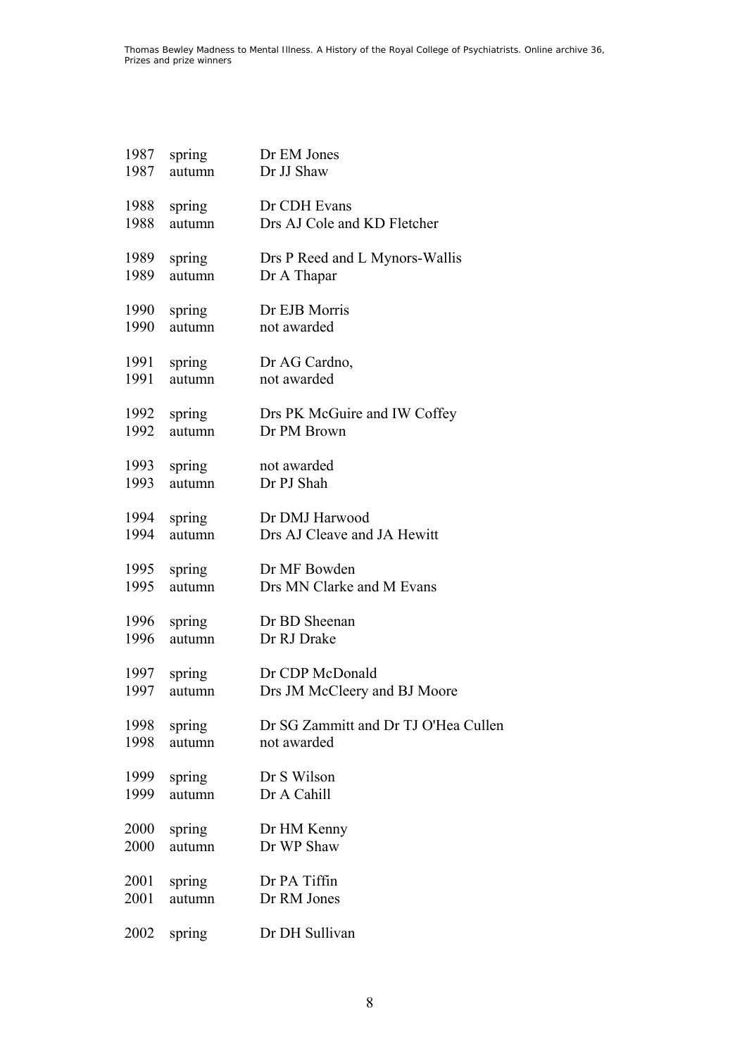| | | |
|---|---|---|
| 1987 | spring | Dr EM Jones |
| 1987 | autumn | Dr JJ Shaw |
| 1988 | spring | Dr CDH Evans |
| 1988 | autumn | Drs AJ Cole and KD Fletcher |
| 1989 | spring | Drs P Reed and L Mynors-Wallis |
| 1989 | autumn | Dr A Thapar |
| 1990 | spring | Dr EJB Morris |
| 1990 | autumn | not awarded |
| 1991 | spring | Dr AG Cardno, |
| 1991 | autumn | not awarded |
| 1992 | spring | Drs PK McGuire and IW Coffey |
| 1992 | autumn | Dr PM Brown |
| 1993 | spring | not awarded |
| 1993 | autumn | Dr PJ Shah |
| 1994 | spring | Dr DMJ Harwood |
| 1994 | autumn | Drs AJ Cleave and JA Hewitt |
| 1995 | spring | Dr MF Bowden |
| 1995 | autumn | Drs MN Clarke and M Evans |
| 1996 | spring | Dr BD Sheenan |
| 1996 | autumn | Dr RJ Drake |
| 1997 | spring | Dr CDP McDonald |
| 1997 | autumn | Drs JM McCleery and BJ Moore |
| 1998 | spring | Dr SG Zammitt and Dr TJ O'Hea Cullen |
| 1998 | autumn | not awarded |
| 1999 | spring | Dr S Wilson |
| 1999 | autumn | Dr A Cahill |
| 2000 | spring | Dr HM Kenny |
| 2000 | autumn | Dr WP Shaw |
| 2001 | spring | Dr PA Tiffin |
| 2001 | autumn | Dr RM Jones |
| 2002 | spring | Dr DH Sullivan |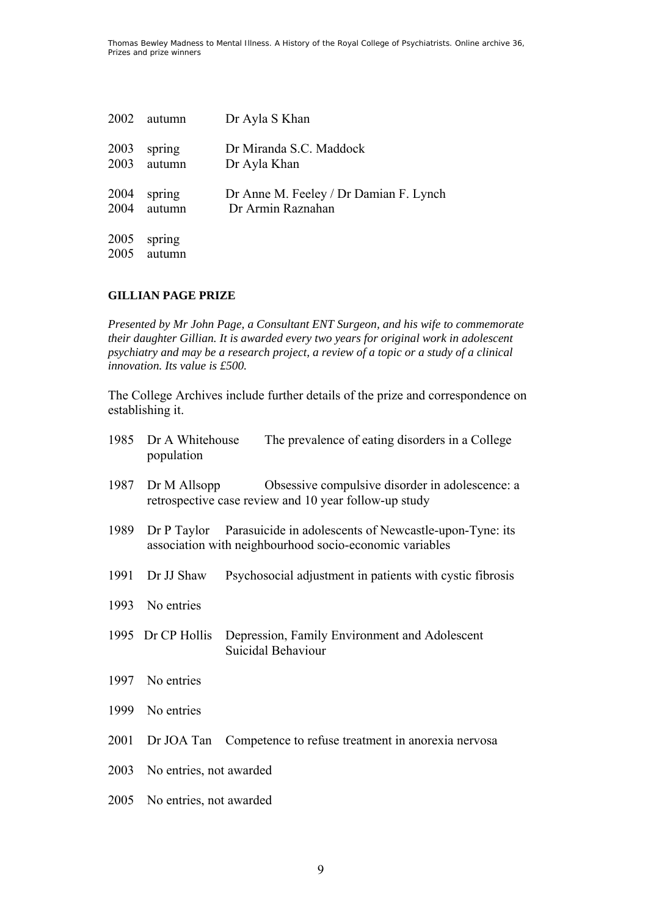| | | |
|---|---|---|
| 2002 | autumn | Dr Ayla S Khan |
| 2003 | spring | Dr Miranda S.C. Maddock |
| 2003 | autumn | Dr Ayla Khan |
| 2004 | spring | Dr Anne M. Feeley / Dr Damian F. Lynch |
| 2004 | autumn | Dr Armin Raznahan |
| 2005 | spring | |
| 2005 | autumn | |

**GILLIAN PAGE PRIZE**

*Presented by Mr John Page, a Consultant ENT Surgeon, and his wife to commemorate their daughter Gillian. It is awarded every two years for original work in adolescent psychiatry and may be a research project, a review of a topic or a study of a clinical innovation. Its value is £500.*

The College Archives include further details of the prize and correspondence on establishing it.

| | | |
|---|---|---|
| 1985 | Dr A Whitehouse | The prevalence of eating disorders in a College population |
| 1987 | Dr M Allsopp | Obsessive compulsive disorder in adolescence: a retrospective case review and 10 year follow-up study |
| 1989 | Dr P Taylor | Parasuicide in adolescents of Newcastle-upon-Tyne: its association with neighbourhood socio-economic variables |
| 1991 | Dr JJ Shaw | Psychosocial adjustment in patients with cystic fibrosis |
| 1993 | No entries | |
| 1995 | Dr CP Hollis | Depression, Family Environment and Adolescent Suicidal Behaviour |
| 1997 | No entries | |
| 1999 | No entries | |
| 2001 | Dr JOA Tan | Competence to refuse treatment in anorexia nervosa |
| 2003 | No entries, not awarded | |
| 2005 | No entries, not awarded | |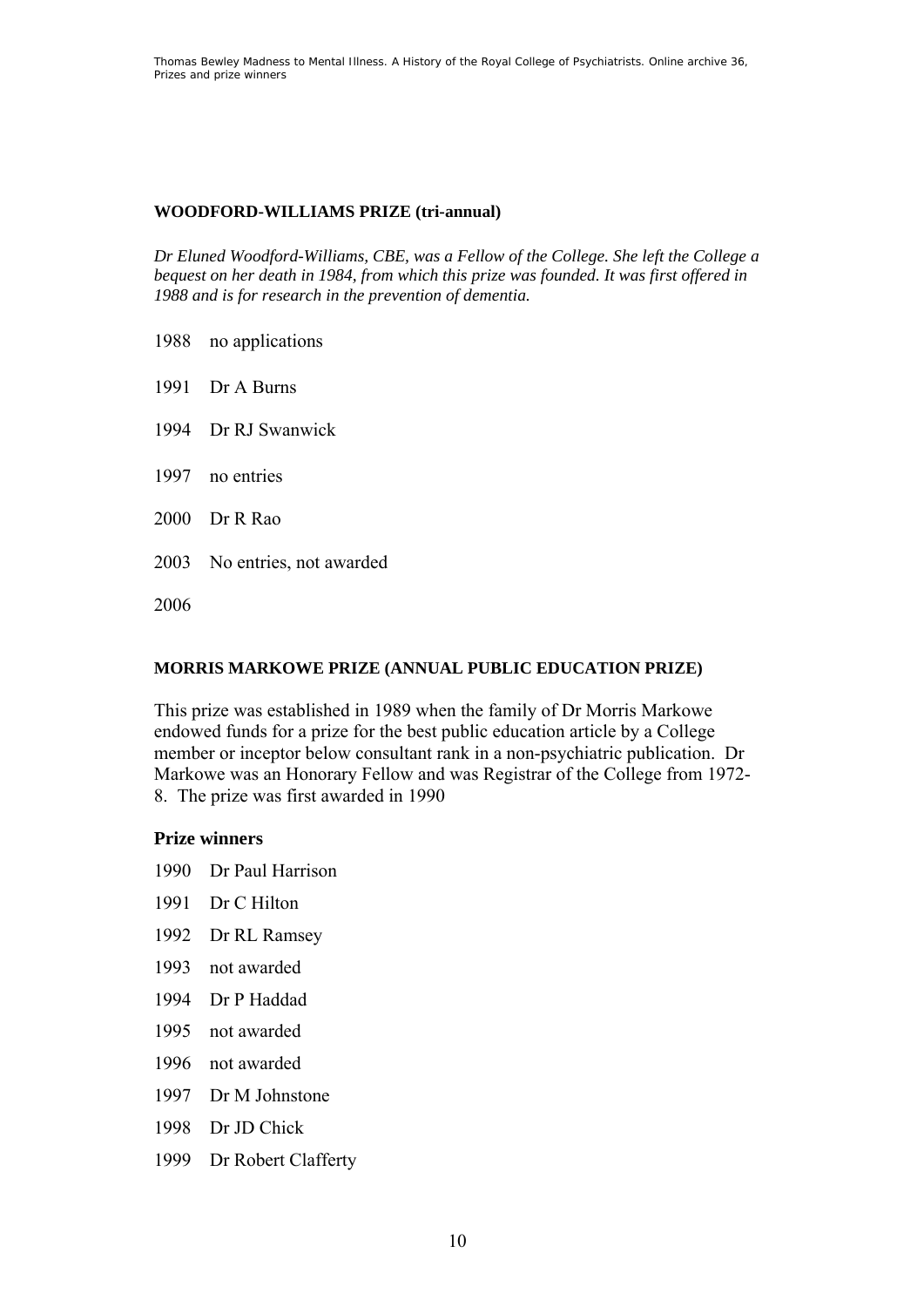**WOODFORD-WILLIAMS PRIZE (tri-annual)**

*Dr Eluned Woodford-Williams, CBE, was a Fellow of the College. She left the College a bequest on her death in 1984, from which this prize was founded. It was first offered in 1988 and is for research in the prevention of dementia.*

1988 no applications

1991 Dr A Burns

1994 Dr RJ Swanwick

1997 no entries

2000 Dr R Rao

2003 No entries, not awarded

2006

**MORRIS MARKOWE PRIZE (ANNUAL PUBLIC EDUCATION PRIZE)**

This prize was established in 1989 when the family of Dr Morris Markowe endowed funds for a prize for the best public education article by a College member or inceptor below consultant rank in a non-psychiatric publication. Dr Markowe was an Honorary Fellow and was Registrar of the College from 1972-8. The prize was first awarded in 1990

**Prize winners**

1990 Dr Paul Harrison

1991 Dr C Hilton

1992 Dr RL Ramsey

1993 not awarded

1994 Dr P Haddad

1995 not awarded

1996 not awarded

1997 Dr M Johnstone

1998 Dr JD Chick

1999 Dr Robert Clafferty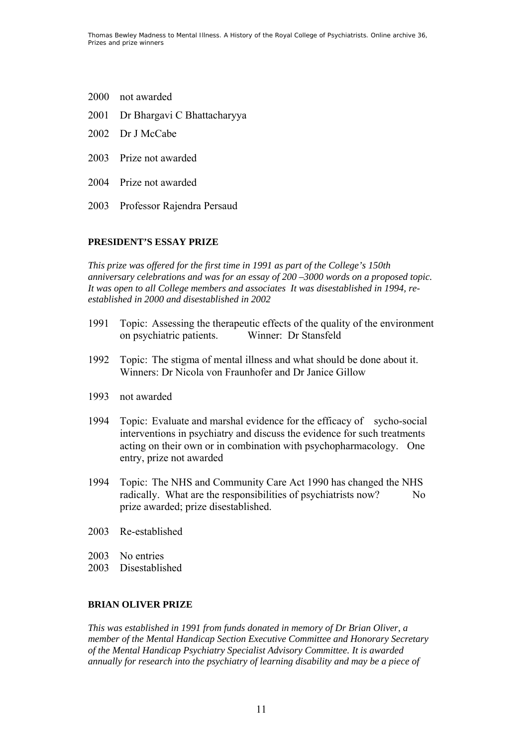2000 not awarded

2001 Dr Bhargavi C Bhattacharyya

2002 Dr J McCabe

2003 Prize not awarded

2004 Prize not awarded

2003 Professor Rajendra Persaud

**PRESIDENT'S ESSAY PRIZE**

*This prize was offered for the first time in 1991 as part of the College's 150th anniversary celebrations and was for an essay of 200 –3000 words on a proposed topic. It was open to all College members and associates It was disestablished in 1994, re-established in 2000 and disestablished in 2002*

1991 Topic: Assessing the therapeutic effects of the quality of the environment on psychiatric patients. Winner: Dr Stansfeld

1992 Topic: The stigma of mental illness and what should be done about it. Winners: Dr Nicola von Fraunhofer and Dr Janice Gillow

1993 not awarded

1994 Topic: Evaluate and marshal evidence for the efficacy of sycho-social interventions in psychiatry and discuss the evidence for such treatments acting on their own or in combination with psychopharmacology. One entry, prize not awarded

1994 Topic: The NHS and Community Care Act 1990 has changed the NHS radically. What are the responsibilities of psychiatrists now? No prize awarded; prize disestablished.

2003 Re-established

2003 No entries

2003 Disestablished

**BRIAN OLIVER PRIZE**

*This was established in 1991 from funds donated in memory of Dr Brian Oliver, a member of the Mental Handicap Section Executive Committee and Honorary Secretary of the Mental Handicap Psychiatry Specialist Advisory Committee. It is awarded annually for research into the psychiatry of learning disability and may be a piece of*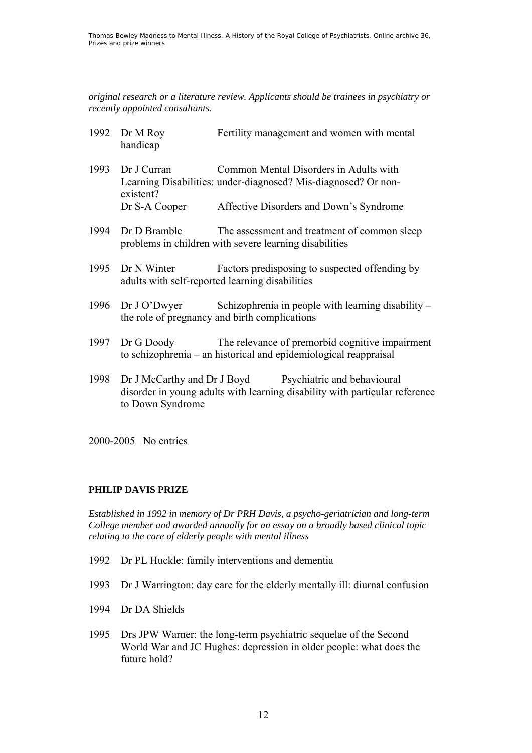*original research or a literature review. Applicants should be trainees in psychiatry or recently appointed consultants.*

1992 Dr M Roy Fertility management and women with mental handicap

1993 Dr J Curran Common Mental Disorders in Adults with Learning Disabilities: under-diagnosed? Mis-diagnosed? Or non-existent?
Dr S-A Cooper Affective Disorders and Down's Syndrome

1994 Dr D Bramble The assessment and treatment of common sleep problems in children with severe learning disabilities

1995 Dr N Winter Factors predisposing to suspected offending by adults with self-reported learning disabilities

1996 Dr J O'Dwyer Schizophrenia in people with learning disability – the role of pregnancy and birth complications

1997 Dr G Doody The relevance of premorbid cognitive impairment to schizophrenia – an historical and epidemiological reappraisal

1998 Dr J McCarthy and Dr J Boyd Psychiatric and behavioural disorder in young adults with learning disability with particular reference to Down Syndrome

2000-2005 No entries

**PHILIP DAVIS PRIZE**

*Established in 1992 in memory of Dr PRH Davis, a psycho-geriatrician and long-term College member and awarded annually for an essay on a broadly based clinical topic relating to the care of elderly people with mental illness*

1992 Dr PL Huckle: family interventions and dementia

1993 Dr J Warrington: day care for the elderly mentally ill: diurnal confusion

1994 Dr DA Shields

1995 Drs JPW Warner: the long-term psychiatric sequelae of the Second World War and JC Hughes: depression in older people: what does the future hold?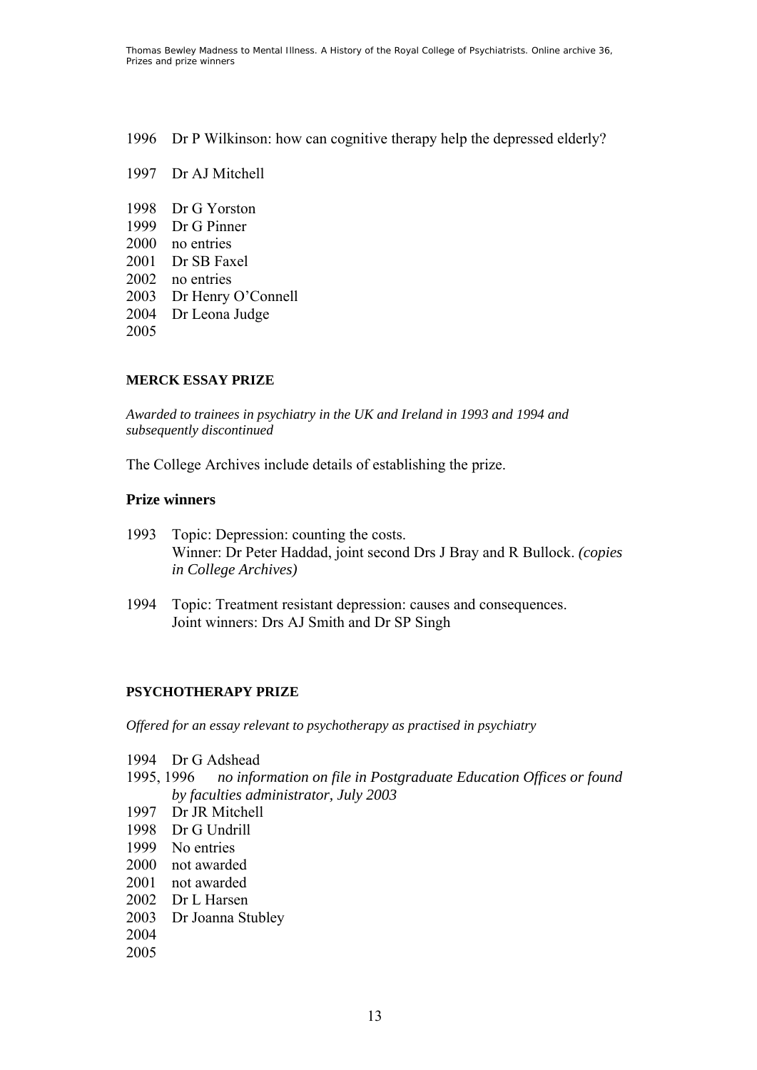1996 Dr P Wilkinson: how can cognitive therapy help the depressed elderly?

1997 Dr AJ Mitchell

1998 Dr G Yorston
1999 Dr G Pinner
2000 no entries
2001 Dr SB Faxel
2002 no entries
2003 Dr Henry O'Connell
2004 Dr Leona Judge
2005

**MERCK ESSAY PRIZE**

*Awarded to trainees in psychiatry in the UK and Ireland in 1993 and 1994 and subsequently discontinued*

The College Archives include details of establishing the prize.

## Prize winners

1993 Topic: Depression: counting the costs.
Winner: Dr Peter Haddad, joint second Drs J Bray and R Bullock. *(copies in College Archives)*

1994 Topic: Treatment resistant depression: causes and consequences.
Joint winners: Drs AJ Smith and Dr SP Singh

**PSYCHOTHERAPY PRIZE**

*Offered for an essay relevant to psychotherapy as practised in psychiatry*

1994 Dr G Adshead
1995, 1996 *no information on file in Postgraduate Education Offices or found by faculties administrator, July 2003*
1997 Dr JR Mitchell
1998 Dr G Undrill
1999 No entries
2000 not awarded
2001 not awarded
2002 Dr L Harsen
2003 Dr Joanna Stubley
2004
2005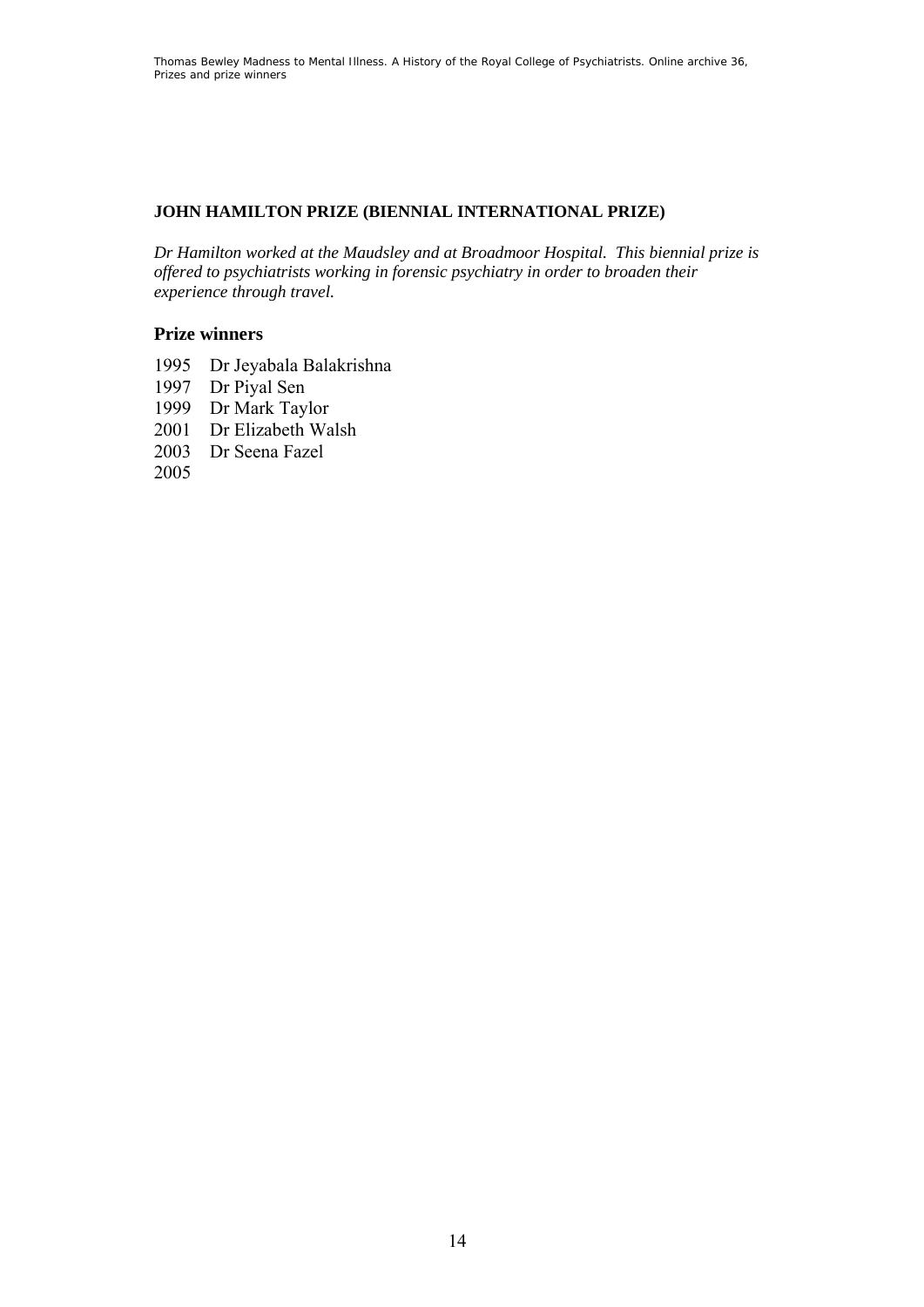### JOHN HAMILTON PRIZE (BIENNIAL INTERNATIONAL PRIZE)

*Dr Hamilton worked at the Maudsley and at Broadmoor Hospital. This biennial prize is offered to psychiatrists working in forensic psychiatry in order to broaden their experience through travel.*

## Prize winners

1995 Dr Jeyabala Balakrishna
1997 Dr Piyal Sen
1999 Dr Mark Taylor
2001 Dr Elizabeth Walsh
2003 Dr Seena Fazel
2005